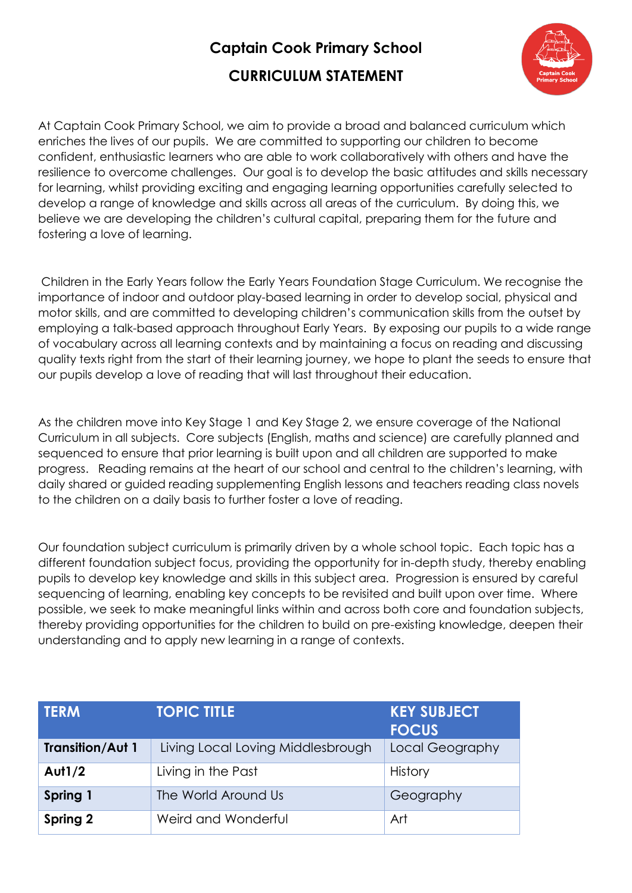# Captain Cook Primary School

## CURRICULUM STATEMENT

At Captain Cook Primary School, we aim to provide a broad and balanced curriculum which enriches the lives of our pupils. We are committed to supporting our children to become confident, enthusiastic learners who are able to work collaboratively with others and have the resilience to overcome challenges. Our goal is to develop the basic attitudes and skills necessary for learning, whilst providing exciting and engaging learning opportunities carefully selected to develop a range of knowledge and skills across all areas of the curriculum. By doing this, we believe we are developing the children's cultural capital, preparing them for the future and fostering a love of learning.

Children in the Early Years follow the Early Years Foundation Stage Curriculum. We recognise the importance of indoor and outdoor play-based learning in order to develop social, physical and motor skills, and are committed to developing children's communication skills from the outset by employing a talk-based approach throughout Early Years. By exposing our pupils to a wide range of vocabulary across all learning contexts and by maintaining a focus on reading and discussing quality texts right from the start of their learning journey, we hope to plant the seeds to ensure that our pupils develop a love of reading that will last throughout their education.

As the children move into Key Stage 1 and Key Stage 2, we ensure coverage of the National Curriculum in all subjects. Core subjects (English, maths and science) are carefully planned and sequenced to ensure that prior learning is built upon and all children are supported to make progress. Reading remains at the heart of our school and central to the children's learning, with daily shared or guided reading supplementing English lessons and teachers reading class novels to the children on a daily basis to further foster a love of reading.

Our foundation subject curriculum is primarily driven by a whole school topic. Each topic has a different foundation subject focus, providing the opportunity for in-depth study, thereby enabling pupils to develop key knowledge and skills in this subject area. Progression is ensured by careful sequencing of learning, enabling key concepts to be revisited and built upon over time. Where possible, we seek to make meaningful links within and across both core and foundation subjects, thereby providing opportunities for the children to build on pre-existing knowledge, deepen their understanding and to apply new learning in a range of contexts.

| TERM | TOPIC TITLE | KEY SUBJECT FOCUS |
| --- | --- | --- |
| **Transition/Aut 1** | Living Local Loving Middlesbrough | Local Geography |
| **Aut1/2** | Living in the Past | History |
| **Spring 1** | The World Around Us | Geography |
| **Spring 2** | Weird and Wonderful | Art |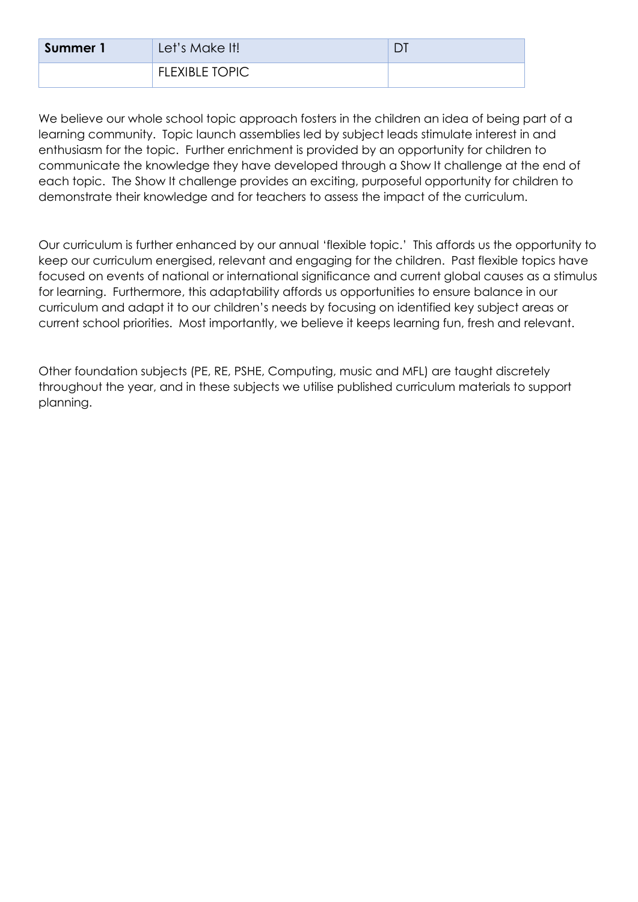| | | |
|---|---|---|
| **Summer 1** | Let's Make It! | DT |
| | FLEXIBLE TOPIC | |

We believe our whole school topic approach fosters in the children an idea of being part of a learning community. Topic launch assemblies led by subject leads stimulate interest in and enthusiasm for the topic. Further enrichment is provided by an opportunity for children to communicate the knowledge they have developed through a Show It challenge at the end of each topic. The Show It challenge provides an exciting, purposeful opportunity for children to demonstrate their knowledge and for teachers to assess the impact of the curriculum.

Our curriculum is further enhanced by our annual 'flexible topic.' This affords us the opportunity to keep our curriculum energised, relevant and engaging for the children. Past flexible topics have focused on events of national or international significance and current global causes as a stimulus for learning. Furthermore, this adaptability affords us opportunities to ensure balance in our curriculum and adapt it to our children's needs by focusing on identified key subject areas or current school priorities. Most importantly, we believe it keeps learning fun, fresh and relevant.

Other foundation subjects (PE, RE, PSHE, Computing, music and MFL) are taught discretely throughout the year, and in these subjects we utilise published curriculum materials to support planning.